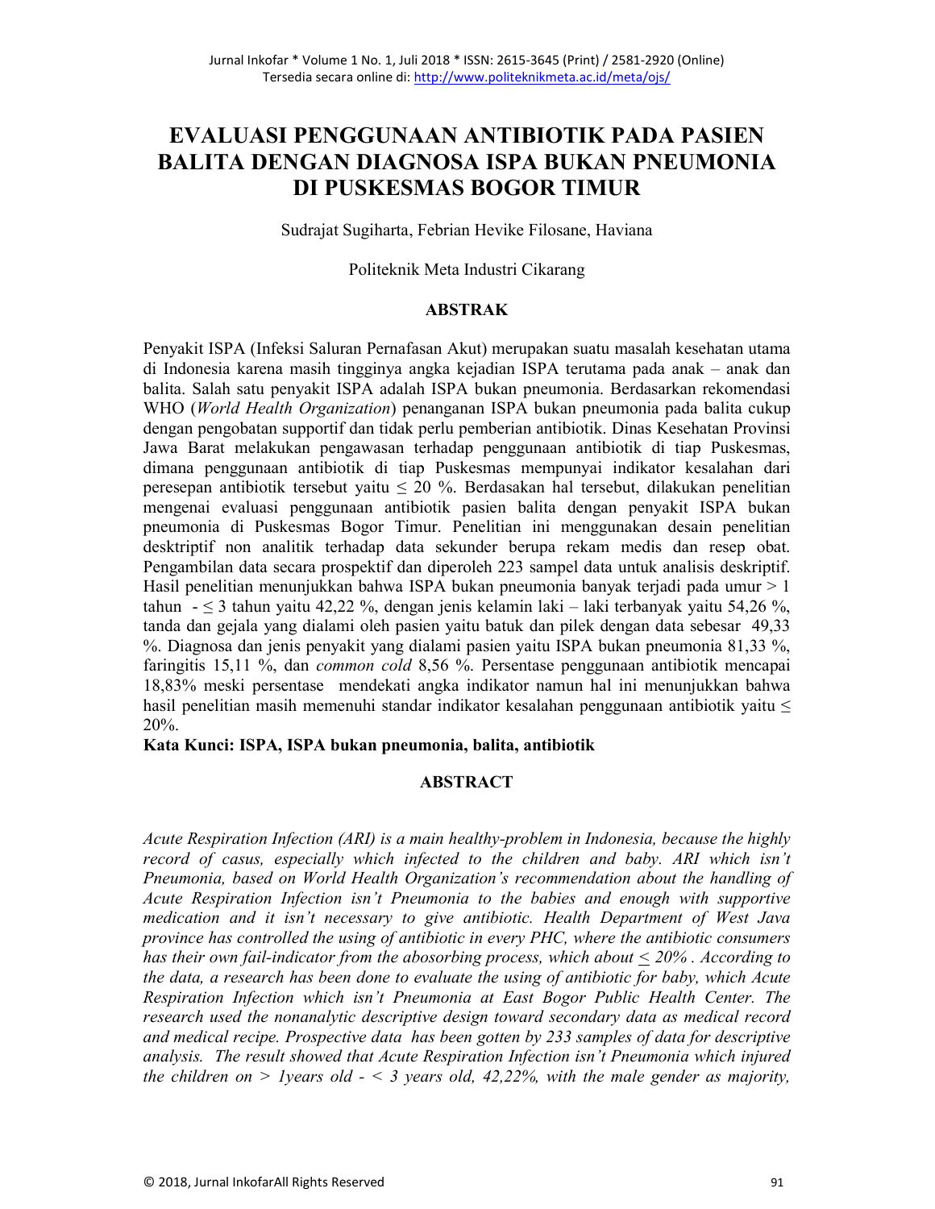# EVALUASI PENGGUNAAN ANTIBIOTIK PADA PASIEN BALITA DENGAN DIAGNOSA ISPA BUKAN PNEUMONIA DI PUSKESMAS BOGOR TIMUR

Sudrajat Sugiharta, Febrian Hevike Filosane, Haviana

Politeknik Meta Industri Cikarang

## ABSTRAK

Penyakit ISPA (Infeksi Saluran Pernafasan Akut) merupakan suatu masalah kesehatan utama di Indonesia karena masih tingginya angka kejadian ISPA terutama pada anak – anak dan balita. Salah satu penyakit ISPA adalah ISPA bukan pneumonia. Berdasarkan rekomendasi WHO (*World Health Organization*) penanganan ISPA bukan pneumonia pada balita cukup dengan pengobatan supportif dan tidak perlu pemberian antibiotik. Dinas Kesehatan Provinsi Jawa Barat melakukan pengawasan terhadap penggunaan antibiotik di tiap Puskesmas, dimana penggunaan antibiotik di tiap Puskesmas mempunyai indikator kesalahan dari peresepan antibiotik tersebut yaitu ≤ 20 %. Berdasakan hal tersebut, dilakukan penelitian mengenai evaluasi penggunaan antibiotik pasien balita dengan penyakit ISPA bukan pneumonia di Puskesmas Bogor Timur. Penelitian ini menggunakan desain penelitian desktriptif non analitik terhadap data sekunder berupa rekam medis dan resep obat. Pengambilan data secara prospektif dan diperoleh 223 sampel data untuk analisis deskriptif. Hasil penelitian menunjukkan bahwa ISPA bukan pneumonia banyak terjadi pada umur > 1 tahun - ≤ 3 tahun yaitu 42,22 %, dengan jenis kelamin laki – laki terbanyak yaitu 54,26 %, tanda dan gejala yang dialami oleh pasien yaitu batuk dan pilek dengan data sebesar 49,33 %. Diagnosa dan jenis penyakit yang dialami pasien yaitu ISPA bukan pneumonia 81,33 %, faringitis 15,11 %, dan *common cold* 8,56 %. Persentase penggunaan antibiotik mencapai 18,83% meski persentase mendekati angka indikator namun hal ini menunjukkan bahwa hasil penelitian masih memenuhi standar indikator kesalahan penggunaan antibiotik yaitu ≤ 20%.

**Kata Kunci: ISPA, ISPA bukan pneumonia, balita, antibiotik**

## ABSTRACT

*Acute Respiration Infection (ARI) is a main healthy-problem in Indonesia, because the highly record of casus, especially which infected to the children and baby. ARI which isn't Pneumonia, based on World Health Organization's recommendation about the handling of Acute Respiration Infection isn't Pneumonia to the babies and enough with supportive medication and it isn't necessary to give antibiotic. Health Department of West Java province has controlled the using of antibiotic in every PHC, where the antibiotic consumers has their own fail-indicator from the abosorbing process, which about ≤ 20% . According to the data, a research has been done to evaluate the using of antibiotic for baby, which Acute Respiration Infection which isn't Pneumonia at East Bogor Public Health Center. The research used the nonanalytic descriptive design toward secondary data as medical record and medical recipe. Prospective data has been gotten by 233 samples of data for descriptive analysis. The result showed that Acute Respiration Infection isn't Pneumonia which injured the children on > 1years old - < 3 years old, 42,22%, with the male gender as majority,*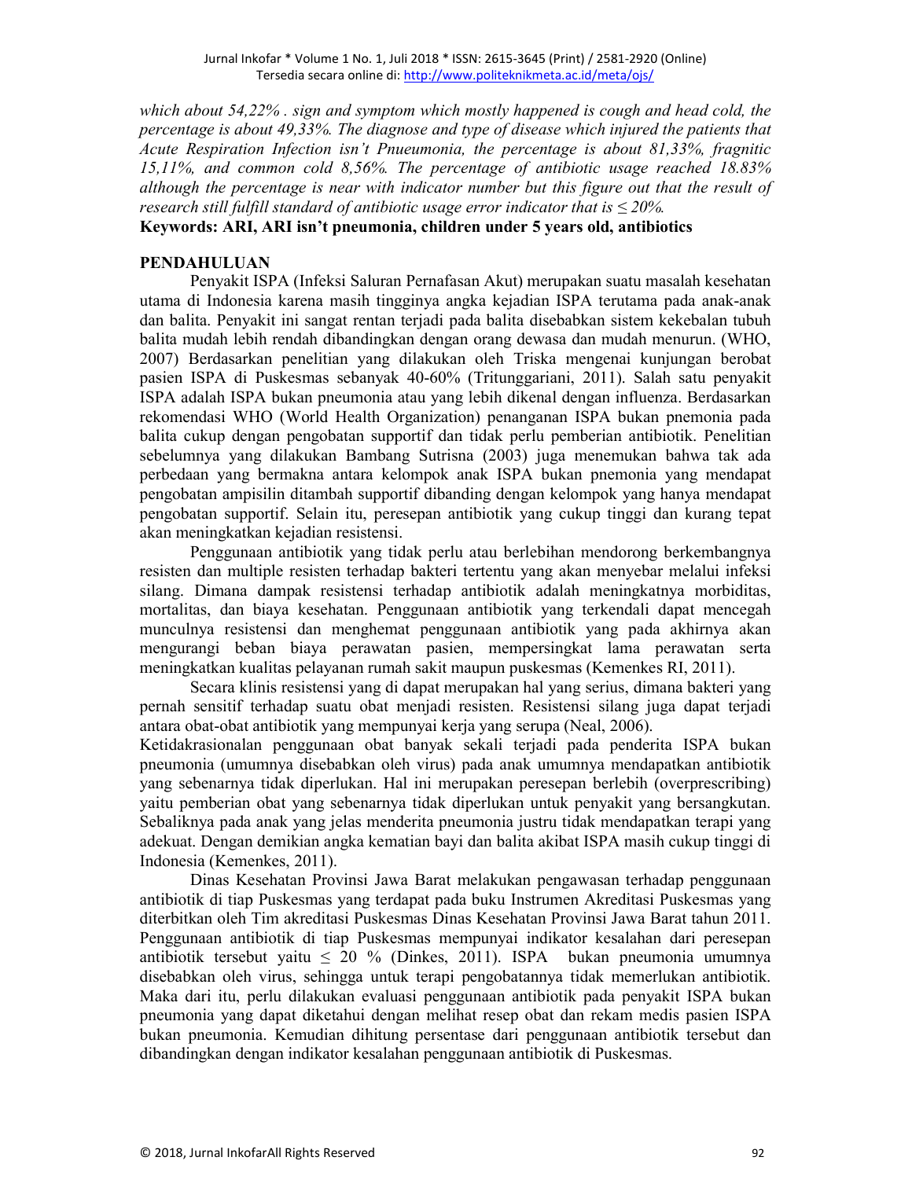*which about 54,22% . sign and symptom which mostly happened is cough and head cold, the percentage is about 49,33%. The diagnose and type of disease which injured the patients that Acute Respiration Infection isn't Pnueumonia, the percentage is about 81,33%, fragnitic 15,11%, and common cold 8,56%. The percentage of antibiotic usage reached 18.83% although the percentage is near with indicator number but this figure out that the result of research still fulfill standard of antibiotic usage error indicator that is ≤ 20%.*

**Keywords: ARI, ARI isn't pneumonia, children under 5 years old, antibiotics**

## PENDAHULUAN

Penyakit ISPA (Infeksi Saluran Pernafasan Akut) merupakan suatu masalah kesehatan utama di Indonesia karena masih tingginya angka kejadian ISPA terutama pada anak-anak dan balita. Penyakit ini sangat rentan terjadi pada balita disebabkan sistem kekebalan tubuh balita mudah lebih rendah dibandingkan dengan orang dewasa dan mudah menurun. (WHO, 2007) Berdasarkan penelitian yang dilakukan oleh Triska mengenai kunjungan berobat pasien ISPA di Puskesmas sebanyak 40-60% (Tritunggariani, 2011). Salah satu penyakit ISPA adalah ISPA bukan pneumonia atau yang lebih dikenal dengan influenza. Berdasarkan rekomendasi WHO (World Health Organization) penanganan ISPA bukan pnemonia pada balita cukup dengan pengobatan supportif dan tidak perlu pemberian antibiotik. Penelitian sebelumnya yang dilakukan Bambang Sutrisna (2003) juga menemukan bahwa tak ada perbedaan yang bermakna antara kelompok anak ISPA bukan pnemonia yang mendapat pengobatan ampisilin ditambah supportif dibanding dengan kelompok yang hanya mendapat pengobatan supportif. Selain itu, peresepan antibiotik yang cukup tinggi dan kurang tepat akan meningkatkan kejadian resistensi.

Penggunaan antibiotik yang tidak perlu atau berlebihan mendorong berkembangnya resisten dan multiple resisten terhadap bakteri tertentu yang akan menyebar melalui infeksi silang. Dimana dampak resistensi terhadap antibiotik adalah meningkatnya morbiditas, mortalitas, dan biaya kesehatan. Penggunaan antibiotik yang terkendali dapat mencegah munculnya resistensi dan menghemat penggunaan antibiotik yang pada akhirnya akan mengurangi beban biaya perawatan pasien, mempersingkat lama perawatan serta meningkatkan kualitas pelayanan rumah sakit maupun puskesmas (Kemenkes RI, 2011).

Secara klinis resistensi yang di dapat merupakan hal yang serius, dimana bakteri yang pernah sensitif terhadap suatu obat menjadi resisten. Resistensi silang juga dapat terjadi antara obat-obat antibiotik yang mempunyai kerja yang serupa (Neal, 2006).

Ketidakrasionalan penggunaan obat banyak sekali terjadi pada penderita ISPA bukan pneumonia (umumnya disebabkan oleh virus) pada anak umumnya mendapatkan antibiotik yang sebenarnya tidak diperlukan. Hal ini merupakan peresepan berlebih (overprescribing) yaitu pemberian obat yang sebenarnya tidak diperlukan untuk penyakit yang bersangkutan. Sebaliknya pada anak yang jelas menderita pneumonia justru tidak mendapatkan terapi yang adekuat. Dengan demikian angka kematian bayi dan balita akibat ISPA masih cukup tinggi di Indonesia (Kemenkes, 2011).

Dinas Kesehatan Provinsi Jawa Barat melakukan pengawasan terhadap penggunaan antibiotik di tiap Puskesmas yang terdapat pada buku Instrumen Akreditasi Puskesmas yang diterbitkan oleh Tim akreditasi Puskesmas Dinas Kesehatan Provinsi Jawa Barat tahun 2011. Penggunaan antibiotik di tiap Puskesmas mempunyai indikator kesalahan dari peresepan antibiotik tersebut yaitu ≤ 20 % (Dinkes, 2011). ISPA bukan pneumonia umumnya disebabkan oleh virus, sehingga untuk terapi pengobatannya tidak memerlukan antibiotik. Maka dari itu, perlu dilakukan evaluasi penggunaan antibiotik pada penyakit ISPA bukan pneumonia yang dapat diketahui dengan melihat resep obat dan rekam medis pasien ISPA bukan pneumonia. Kemudian dihitung persentase dari penggunaan antibiotik tersebut dan dibandingkan dengan indikator kesalahan penggunaan antibiotik di Puskesmas.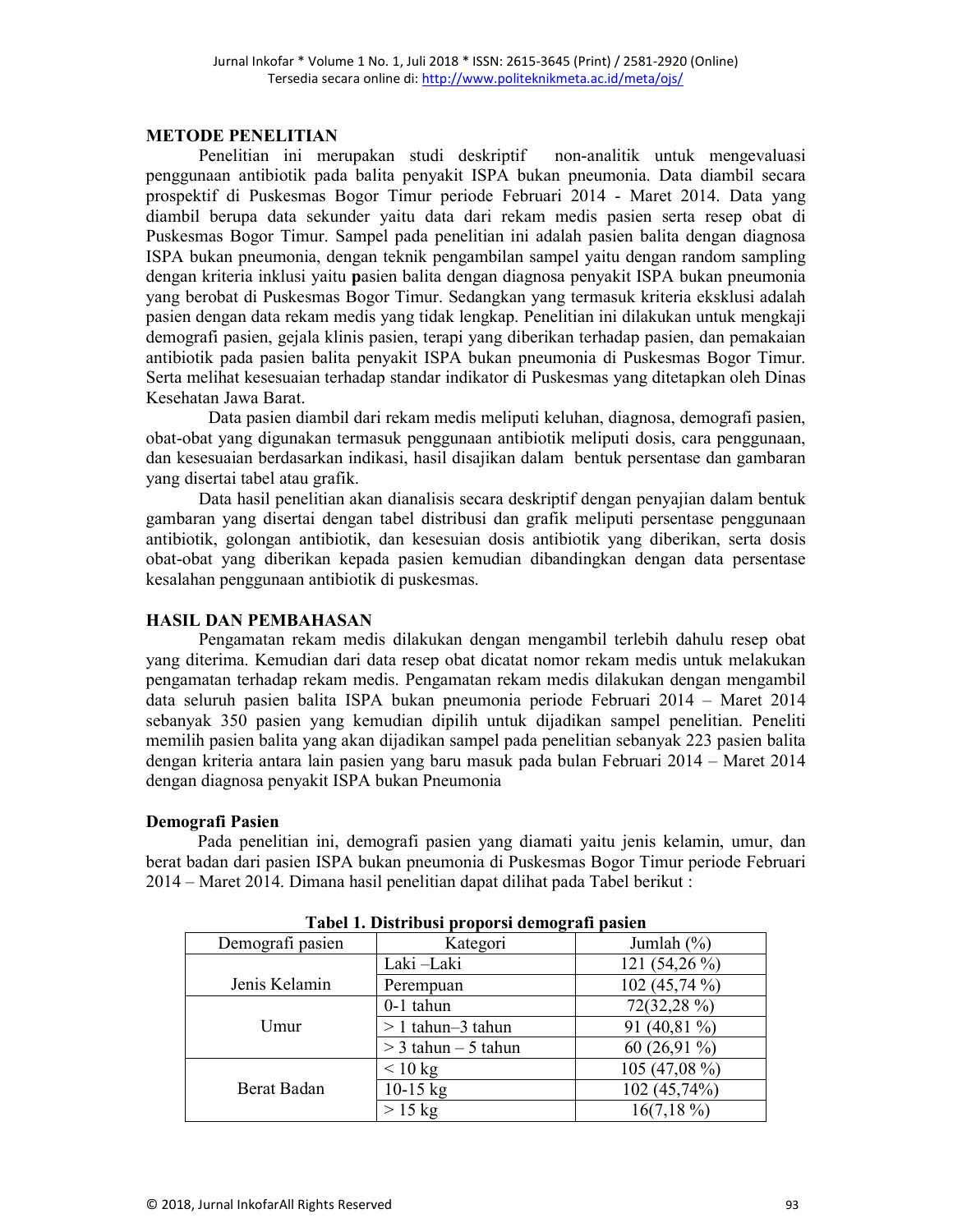## METODE PENELITIAN

Penelitian ini merupakan studi deskriptif non-analitik untuk mengevaluasi penggunaan antibiotik pada balita penyakit ISPA bukan pneumonia. Data diambil secara prospektif di Puskesmas Bogor Timur periode Februari 2014 - Maret 2014. Data yang diambil berupa data sekunder yaitu data dari rekam medis pasien serta resep obat di Puskesmas Bogor Timur. Sampel pada penelitian ini adalah pasien balita dengan diagnosa ISPA bukan pneumonia, dengan teknik pengambilan sampel yaitu dengan random sampling dengan kriteria inklusi yaitu **p**asien balita dengan diagnosa penyakit ISPA bukan pneumonia yang berobat di Puskesmas Bogor Timur. Sedangkan yang termasuk kriteria eksklusi adalah pasien dengan data rekam medis yang tidak lengkap. Penelitian ini dilakukan untuk mengkaji demografi pasien, gejala klinis pasien, terapi yang diberikan terhadap pasien, dan pemakaian antibiotik pada pasien balita penyakit ISPA bukan pneumonia di Puskesmas Bogor Timur. Serta melihat kesesuaian terhadap standar indikator di Puskesmas yang ditetapkan oleh Dinas Kesehatan Jawa Barat.

Data pasien diambil dari rekam medis meliputi keluhan, diagnosa, demografi pasien, obat-obat yang digunakan termasuk penggunaan antibiotik meliputi dosis, cara penggunaan, dan kesesuaian berdasarkan indikasi, hasil disajikan dalam bentuk persentase dan gambaran yang disertai tabel atau grafik.

Data hasil penelitian akan dianalisis secara deskriptif dengan penyajian dalam bentuk gambaran yang disertai dengan tabel distribusi dan grafik meliputi persentase penggunaan antibiotik, golongan antibiotik, dan kesesuian dosis antibiotik yang diberikan, serta dosis obat-obat yang diberikan kepada pasien kemudian dibandingkan dengan data persentase kesalahan penggunaan antibiotik di puskesmas.

## HASIL DAN PEMBAHASAN

Pengamatan rekam medis dilakukan dengan mengambil terlebih dahulu resep obat yang diterima. Kemudian dari data resep obat dicatat nomor rekam medis untuk melakukan pengamatan terhadap rekam medis. Pengamatan rekam medis dilakukan dengan mengambil data seluruh pasien balita ISPA bukan pneumonia periode Februari 2014 – Maret 2014 sebanyak 350 pasien yang kemudian dipilih untuk dijadikan sampel penelitian. Peneliti memilih pasien balita yang akan dijadikan sampel pada penelitian sebanyak 223 pasien balita dengan kriteria antara lain pasien yang baru masuk pada bulan Februari 2014 – Maret 2014 dengan diagnosa penyakit ISPA bukan Pneumonia

### Demografi Pasien

Pada penelitian ini, demografi pasien yang diamati yaitu jenis kelamin, umur, dan berat badan dari pasien ISPA bukan pneumonia di Puskesmas Bogor Timur periode Februari 2014 – Maret 2014. Dimana hasil penelitian dapat dilihat pada Tabel berikut :

**Tabel 1. Distribusi proporsi demografi pasien**

| Demografi pasien | Kategori | Jumlah (%) |
|---|---|---|
| Jenis Kelamin | Laki –Laki | 121 (54,26 %) |
| | Perempuan | 102 (45,74 %) |
| Umur | 0-1 tahun | 72(32,28 %) |
| | > 1 tahun–3 tahun | 91 (40,81 %) |
| | > 3 tahun – 5 tahun | 60 (26,91 %) |
| Berat Badan | < 10 kg | 105 (47,08 %) |
| | 10-15 kg | 102 (45,74%) |
| | > 15 kg | 16(7,18 %) |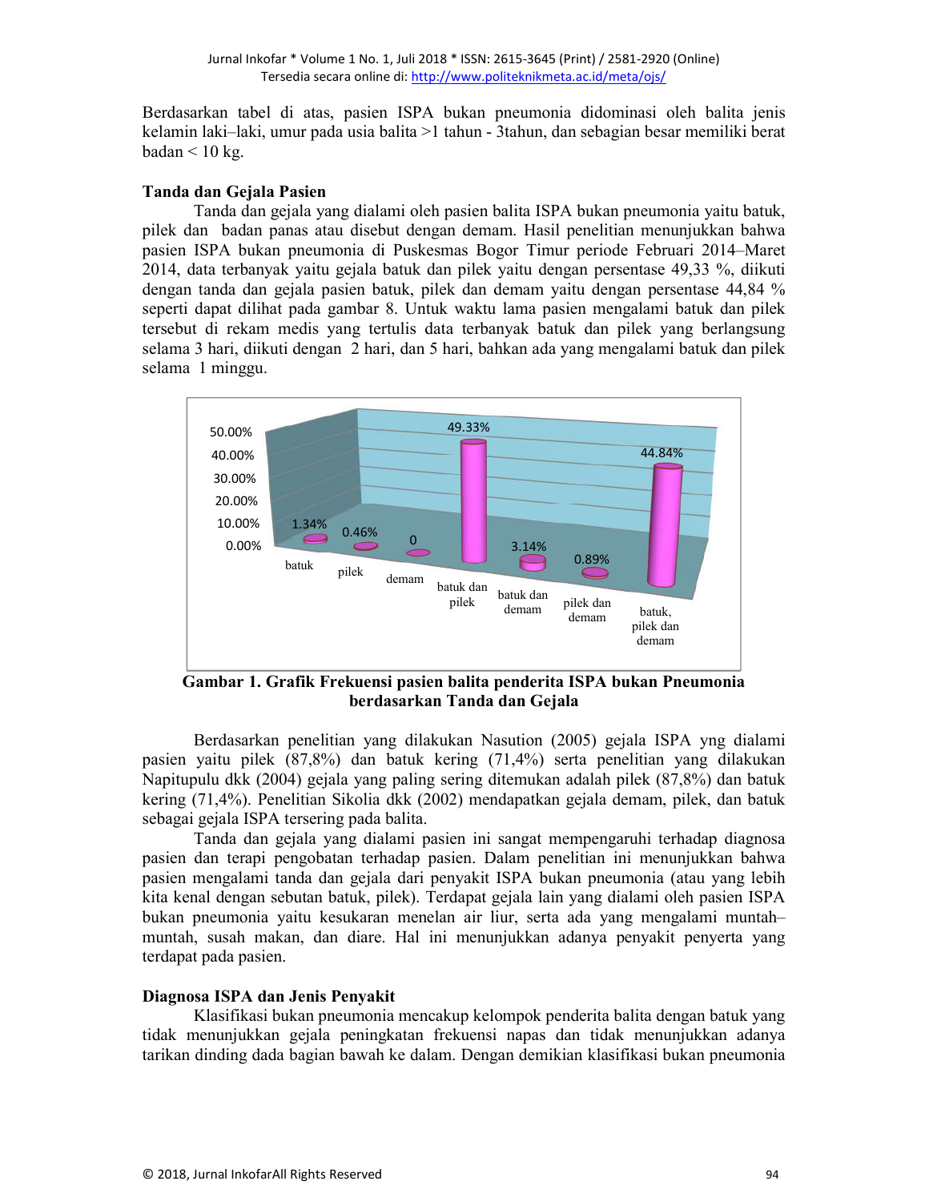Berdasarkan tabel di atas, pasien ISPA bukan pneumonia didominasi oleh balita jenis kelamin laki–laki, umur pada usia balita >1 tahun - 3tahun, dan sebagian besar memiliki berat badan < 10 kg.

**Tanda dan Gejala Pasien**

Tanda dan gejala yang dialami oleh pasien balita ISPA bukan pneumonia yaitu batuk, pilek dan badan panas atau disebut dengan demam. Hasil penelitian menunjukkan bahwa pasien ISPA bukan pneumonia di Puskesmas Bogor Timur periode Februari 2014–Maret 2014, data terbanyak yaitu gejala batuk dan pilek yaitu dengan persentase 49,33 %, diikuti dengan tanda dan gejala pasien batuk, pilek dan demam yaitu dengan persentase 44,84 % seperti dapat dilihat pada gambar 8. Untuk waktu lama pasien mengalami batuk dan pilek tersebut di rekam medis yang tertulis data terbanyak batuk dan pilek yang berlangsung selama 3 hari, diikuti dengan 2 hari, dan 5 hari, bahkan ada yang mengalami batuk dan pilek selama 1 minggu.

| Tanda dan Gejala | Persentase |
|---|---|
| batuk | 1.34% |
| pilek | 0.46% |
| demam | 0 |
| batuk dan pilek | 49.33% |
| batuk dan demam | 3.14% |
| pilek dan demam | 0.89% |
| batuk, pilek dan demam | 44.84% |

**Gambar 1. Grafik Frekuensi pasien balita penderita ISPA bukan Pneumonia berdasarkan Tanda dan Gejala**

Berdasarkan penelitian yang dilakukan Nasution (2005) gejala ISPA yng dialami pasien yaitu pilek (87,8%) dan batuk kering (71,4%) serta penelitian yang dilakukan Napitupulu dkk (2004) gejala yang paling sering ditemukan adalah pilek (87,8%) dan batuk kering (71,4%). Penelitian Sikolia dkk (2002) mendapatkan gejala demam, pilek, dan batuk sebagai gejala ISPA tersering pada balita.

Tanda dan gejala yang dialami pasien ini sangat mempengaruhi terhadap diagnosa pasien dan terapi pengobatan terhadap pasien. Dalam penelitian ini menunjukkan bahwa pasien mengalami tanda dan gejala dari penyakit ISPA bukan pneumonia (atau yang lebih kita kenal dengan sebutan batuk, pilek). Terdapat gejala lain yang dialami oleh pasien ISPA bukan pneumonia yaitu kesukaran menelan air liur, serta ada yang mengalami muntah–muntah, susah makan, dan diare. Hal ini menunjukkan adanya penyakit penyerta yang terdapat pada pasien.

**Diagnosa ISPA dan Jenis Penyakit**

Klasifikasi bukan pneumonia mencakup kelompok penderita balita dengan batuk yang tidak menunjukkan gejala peningkatan frekuensi napas dan tidak menunjukkan adanya tarikan dinding dada bagian bawah ke dalam. Dengan demikian klasifikasi bukan pneumonia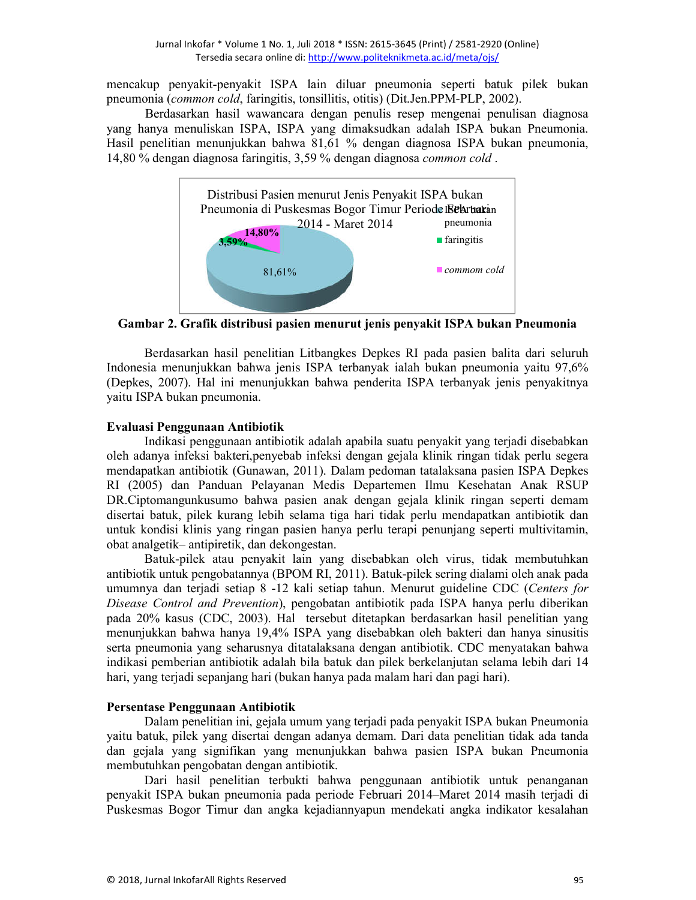mencakup penyakit-penyakit ISPA lain diluar pneumonia seperti batuk pilek bukan pneumonia (*common cold*, faringitis, tonsillitis, otitis) (Dit.Jen.PPM-PLP, 2002).

Berdasarkan hasil wawancara dengan penulis resep mengenai penulisan diagnosa yang hanya menuliskan ISPA, ISPA yang dimaksudkan adalah ISPA bukan Pneumonia. Hasil penelitian menunjukkan bahwa 81,61 % dengan diagnosa ISPA bukan pneumonia, 14,80 % dengan diagnosa faringitis, 3,59 % dengan diagnosa *common cold* .

**Gambar 2. Grafik distribusi pasien menurut jenis penyakit ISPA bukan Pneumonia**

Berdasarkan hasil penelitian Litbangkes Depkes RI pada pasien balita dari seluruh Indonesia menunjukkan bahwa jenis ISPA terbanyak ialah bukan pneumonia yaitu 97,6% (Depkes, 2007). Hal ini menunjukkan bahwa penderita ISPA terbanyak jenis penyakitnya yaitu ISPA bukan pneumonia.

**Evaluasi Penggunaan Antibiotik**

Indikasi penggunaan antibiotik adalah apabila suatu penyakit yang terjadi disebabkan oleh adanya infeksi bakteri,penyebab infeksi dengan gejala klinik ringan tidak perlu segera mendapatkan antibiotik (Gunawan, 2011). Dalam pedoman tatalaksana pasien ISPA Depkes RI (2005) dan Panduan Pelayanan Medis Departemen Ilmu Kesehatan Anak RSUP DR.Ciptomangunkusumo bahwa pasien anak dengan gejala klinik ringan seperti demam disertai batuk, pilek kurang lebih selama tiga hari tidak perlu mendapatkan antibiotik dan untuk kondisi klinis yang ringan pasien hanya perlu terapi penunjang seperti multivitamin, obat analgetik– antipiretik, dan dekongestan.

Batuk-pilek atau penyakit lain yang disebabkan oleh virus, tidak membutuhkan antibiotik untuk pengobatannya (BPOM RI, 2011). Batuk-pilek sering dialami oleh anak pada umumnya dan terjadi setiap 8 -12 kali setiap tahun. Menurut guideline CDC (*Centers for Disease Control and Prevention*), pengobatan antibiotik pada ISPA hanya perlu diberikan pada 20% kasus (CDC, 2003). Hal tersebut ditetapkan berdasarkan hasil penelitian yang menunjukkan bahwa hanya 19,4% ISPA yang disebabkan oleh bakteri dan hanya sinusitis serta pneumonia yang seharusnya ditatalaksana dengan antibiotik. CDC menyatakan bahwa indikasi pemberian antibiotik adalah bila batuk dan pilek berkelanjutan selama lebih dari 14 hari, yang terjadi sepanjang hari (bukan hanya pada malam hari dan pagi hari).

**Persentase Penggunaan Antibiotik**

Dalam penelitian ini, gejala umum yang terjadi pada penyakit ISPA bukan Pneumonia yaitu batuk, pilek yang disertai dengan adanya demam. Dari data penelitian tidak ada tanda dan gejala yang signifikan yang menunjukkan bahwa pasien ISPA bukan Pneumonia membutuhkan pengobatan dengan antibiotik.

Dari hasil penelitian terbukti bahwa penggunaan antibiotik untuk penanganan penyakit ISPA bukan pneumonia pada periode Februari 2014–Maret 2014 masih terjadi di Puskesmas Bogor Timur dan angka kejadiannyapun mendekati angka indikator kesalahan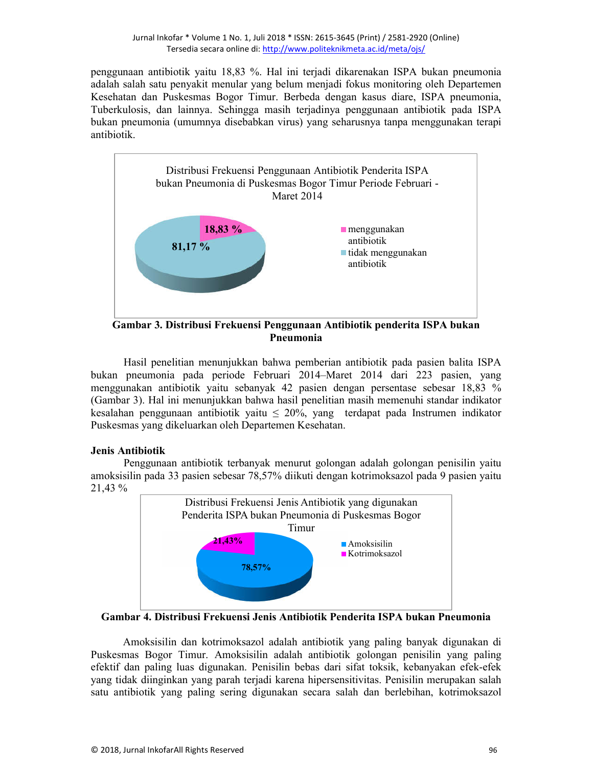penggunaan antibiotik yaitu 18,83 %. Hal ini terjadi dikarenakan ISPA bukan pneumonia adalah salah satu penyakit menular yang belum menjadi fokus monitoring oleh Departemen Kesehatan dan Puskesmas Bogor Timur. Berbeda dengan kasus diare, ISPA pneumonia, Tuberkulosis, dan lainnya. Sehingga masih terjadinya penggunaan antibiotik pada ISPA bukan pneumonia (umumnya disebabkan virus) yang seharusnya tanpa menggunakan terapi antibiotik.

Distribusi Frekuensi Penggunaan Antibiotik Penderita ISPA bukan Pneumonia di Puskesmas Bogor Timur Periode Februari - Maret 2014

- menggunakan antibiotik: 18,83 %
- tidak menggunakan antibiotik: 81,17 %

**Gambar 3. Distribusi Frekuensi Penggunaan Antibiotik penderita ISPA bukan Pneumonia**

Hasil penelitian menunjukkan bahwa pemberian antibiotik pada pasien balita ISPA bukan pneumonia pada periode Februari 2014–Maret 2014 dari 223 pasien, yang menggunakan antibiotik yaitu sebanyak 42 pasien dengan persentase sebesar 18,83 % (Gambar 3). Hal ini menunjukkan bahwa hasil penelitian masih memenuhi standar indikator kesalahan penggunaan antibiotik yaitu ≤ 20%, yang terdapat pada Instrumen indikator Puskesmas yang dikeluarkan oleh Departemen Kesehatan.

### Jenis Antibiotik

Penggunaan antibiotik terbanyak menurut golongan adalah golongan penisilin yaitu amoksisilin pada 33 pasien sebesar 78,57% diikuti dengan kotrimoksazol pada 9 pasien yaitu 21,43 %

Distribusi Frekuensi Jenis Antibiotik yang digunakan Penderita ISPA bukan Pneumonia di Puskesmas Bogor Timur

- Amoksisilin: 78,57%
- Kotrimoksazol: 21,43%

**Gambar 4. Distribusi Frekuensi Jenis Antibiotik Penderita ISPA bukan Pneumonia**

Amoksisilin dan kotrimoksazol adalah antibiotik yang paling banyak digunakan di Puskesmas Bogor Timur. Amoksisilin adalah antibiotik golongan penisilin yang paling efektif dan paling luas digunakan. Penisilin bebas dari sifat toksik, kebanyakan efek-efek yang tidak diinginkan yang parah terjadi karena hipersensitivitas. Penisilin merupakan salah satu antibiotik yang paling sering digunakan secara salah dan berlebihan, kotrimoksazol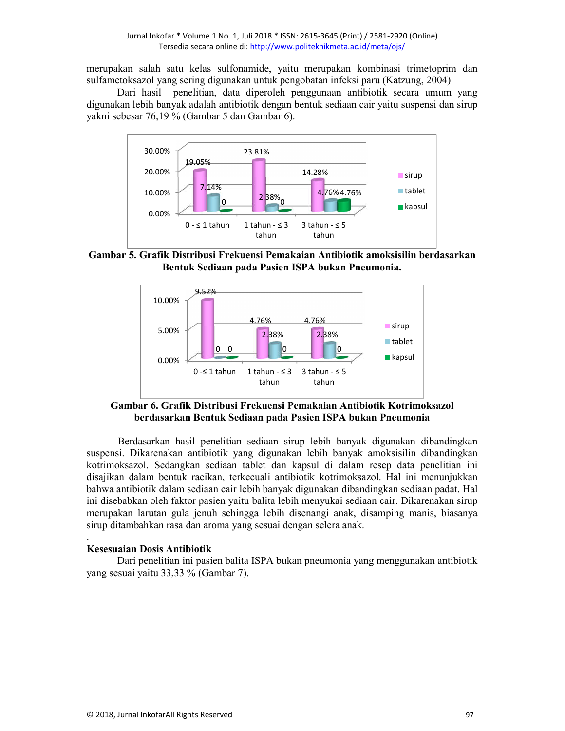merupakan salah satu kelas sulfonamide, yaitu merupakan kombinasi trimetoprim dan sulfametoksazol yang sering digunakan untuk pengobatan infeksi paru (Katzung, 2004)

Dari hasil penelitian, data diperoleh penggunaan antibiotik secara umum yang digunakan lebih banyak adalah antibiotik dengan bentuk sediaan cair yaitu suspensi dan sirup yakni sebesar 76,19 % (Gambar 5 dan Gambar 6).

| | 0 - ≤ 1 tahun | 1 tahun - ≤ 3 tahun | 3 tahun - ≤ 5 tahun |
|---|---|---|---|
| sirup | 19.05% | 23.81% | 14.28% |
| tablet | 7.14% | 2.38% | 4.76% |
| kapsul | 0 | 0 | 4.76% |

**Gambar 5. Grafik Distribusi Frekuensi Pemakaian Antibiotik amoksisilin berdasarkan Bentuk Sediaan pada Pasien ISPA bukan Pneumonia.**

| | 0 -≤ 1 tahun | 1 tahun - ≤ 3 tahun | 3 tahun - ≤ 5 tahun |
|---|---|---|---|
| sirup | 9.52% | 4.76% | 4.76% |
| tablet | 0 | 2.38% | 2.38% |
| kapsul | 0 | 0 | 0 |

**Gambar 6. Grafik Distribusi Frekuensi Pemakaian Antibiotik Kotrimoksazol berdasarkan Bentuk Sediaan pada Pasien ISPA bukan Pneumonia**

Berdasarkan hasil penelitian sediaan sirup lebih banyak digunakan dibandingkan suspensi. Dikarenakan antibiotik yang digunakan lebih banyak amoksisilin dibandingkan kotrimoksazol. Sedangkan sediaan tablet dan kapsul di dalam resep data penelitian ini disajikan dalam bentuk racikan, terkecuali antibiotik kotrimoksazol. Hal ini menunjukkan bahwa antibiotik dalam sediaan cair lebih banyak digunakan dibandingkan sediaan padat. Hal ini disebabkan oleh faktor pasien yaitu balita lebih menyukai sediaan cair. Dikarenakan sirup merupakan larutan gula jenuh sehingga lebih disenangi anak, disamping manis, biasanya sirup ditambahkan rasa dan aroma yang sesuai dengan selera anak.

.

**Kesesuaian Dosis Antibiotik**

Dari penelitian ini pasien balita ISPA bukan pneumonia yang menggunakan antibiotik yang sesuai yaitu 33,33 % (Gambar 7).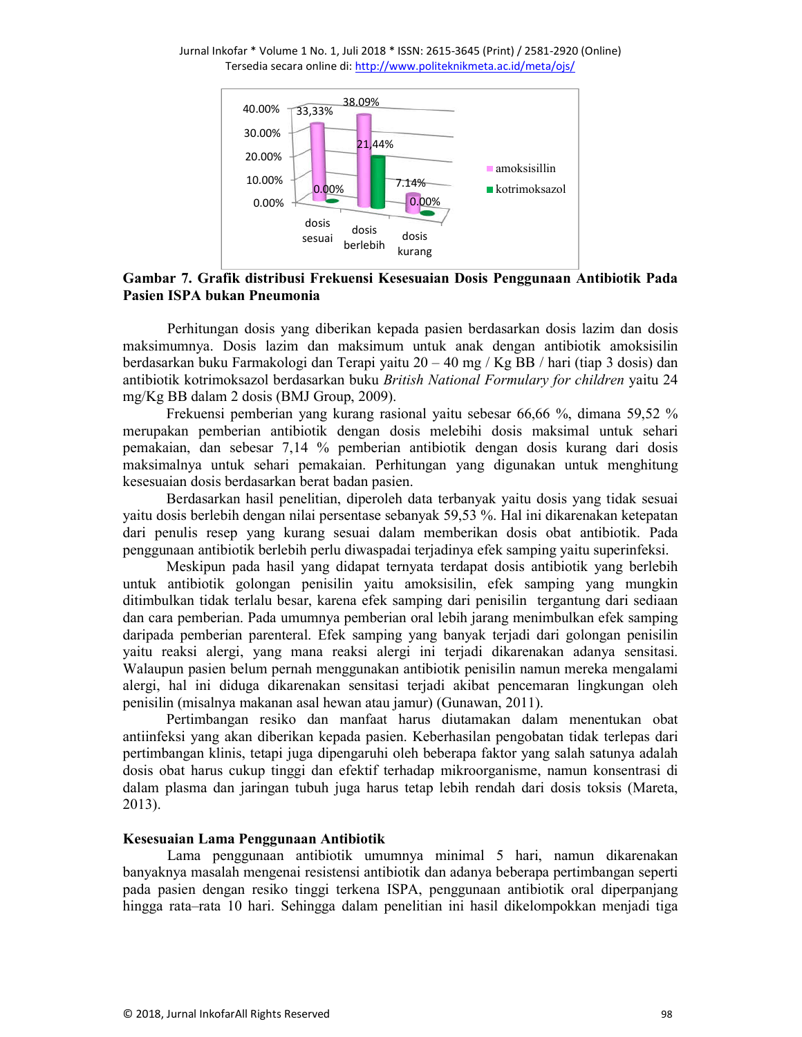**Gambar 7. Grafik distribusi Frekuensi Kesesuaian Dosis Penggunaan Antibiotik Pada Pasien ISPA bukan Pneumonia**

Perhitungan dosis yang diberikan kepada pasien berdasarkan dosis lazim dan dosis maksimumnya. Dosis lazim dan maksimum untuk anak dengan antibiotik amoksisilin berdasarkan buku Farmakologi dan Terapi yaitu 20 – 40 mg / Kg BB / hari (tiap 3 dosis) dan antibiotik kotrimoksazol berdasarkan buku *British National Formulary for children* yaitu 24 mg/Kg BB dalam 2 dosis (BMJ Group, 2009).

Frekuensi pemberian yang kurang rasional yaitu sebesar 66,66 %, dimana 59,52 % merupakan pemberian antibiotik dengan dosis melebihi dosis maksimal untuk sehari pemakaian, dan sebesar 7,14 % pemberian antibiotik dengan dosis kurang dari dosis maksimalnya untuk sehari pemakaian. Perhitungan yang digunakan untuk menghitung kesesuaian dosis berdasarkan berat badan pasien.

Berdasarkan hasil penelitian, diperoleh data terbanyak yaitu dosis yang tidak sesuai yaitu dosis berlebih dengan nilai persentase sebanyak 59,53 %. Hal ini dikarenakan ketepatan dari penulis resep yang kurang sesuai dalam memberikan dosis obat antibiotik. Pada penggunaan antibiotik berlebih perlu diwaspadai terjadinya efek samping yaitu superinfeksi.

Meskipun pada hasil yang didapat ternyata terdapat dosis antibiotik yang berlebih untuk antibiotik golongan penisilin yaitu amoksisilin, efek samping yang mungkin ditimbulkan tidak terlalu besar, karena efek samping dari penisilin tergantung dari sediaan dan cara pemberian. Pada umumnya pemberian oral lebih jarang menimbulkan efek samping daripada pemberian parenteral. Efek samping yang banyak terjadi dari golongan penisilin yaitu reaksi alergi, yang mana reaksi alergi ini terjadi dikarenakan adanya sensitasi. Walaupun pasien belum pernah menggunakan antibiotik penisilin namun mereka mengalami alergi, hal ini diduga dikarenakan sensitasi terjadi akibat pencemaran lingkungan oleh penisilin (misalnya makanan asal hewan atau jamur) (Gunawan, 2011).

Pertimbangan resiko dan manfaat harus diutamakan dalam menentukan obat antiinfeksi yang akan diberikan kepada pasien. Keberhasilan pengobatan tidak terlepas dari pertimbangan klinis, tetapi juga dipengaruhi oleh beberapa faktor yang salah satunya adalah dosis obat harus cukup tinggi dan efektif terhadap mikroorganisme, namun konsentrasi di dalam plasma dan jaringan tubuh juga harus tetap lebih rendah dari dosis toksis (Mareta, 2013).

**Kesesuaian Lama Penggunaan Antibiotik**

Lama penggunaan antibiotik umumnya minimal 5 hari, namun dikarenakan banyaknya masalah mengenai resistensi antibiotik dan adanya beberapa pertimbangan seperti pada pasien dengan resiko tinggi terkena ISPA, penggunaan antibiotik oral diperpanjang hingga rata–rata 10 hari. Sehingga dalam penelitian ini hasil dikelompokkan menjadi tiga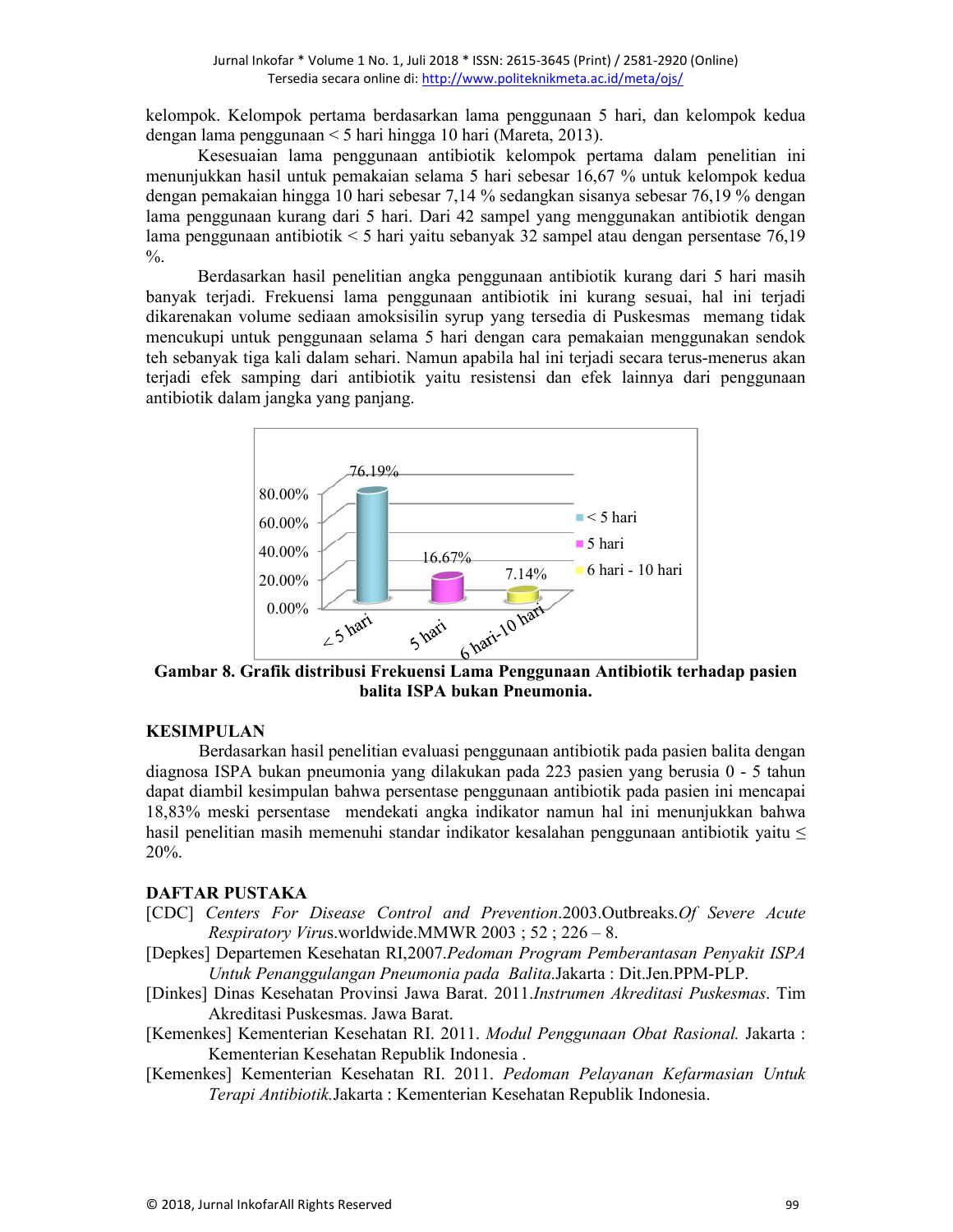kelompok. Kelompok pertama berdasarkan lama penggunaan 5 hari, dan kelompok kedua dengan lama penggunaan < 5 hari hingga 10 hari (Mareta, 2013).

Kesesuaian lama penggunaan antibiotik kelompok pertama dalam penelitian ini menunjukkan hasil untuk pemakaian selama 5 hari sebesar 16,67 % untuk kelompok kedua dengan pemakaian hingga 10 hari sebesar 7,14 % sedangkan sisanya sebesar 76,19 % dengan lama penggunaan kurang dari 5 hari. Dari 42 sampel yang menggunakan antibiotik dengan lama penggunaan antibiotik < 5 hari yaitu sebanyak 32 sampel atau dengan persentase 76,19 %.

Berdasarkan hasil penelitian angka penggunaan antibiotik kurang dari 5 hari masih banyak terjadi. Frekuensi lama penggunaan antibiotik ini kurang sesuai, hal ini terjadi dikarenakan volume sediaan amoksisilin syrup yang tersedia di Puskesmas memang tidak mencukupi untuk penggunaan selama 5 hari dengan cara pemakaian menggunakan sendok teh sebanyak tiga kali dalam sehari. Namun apabila hal ini terjadi secara terus-menerus akan terjadi efek samping dari antibiotik yaitu resistensi dan efek lainnya dari penggunaan antibiotik dalam jangka yang panjang.

| Lama Penggunaan | Persentase |
|---|---|
| < 5 hari | 76.19% |
| 5 hari | 16.67% |
| 6 hari - 10 hari | 7.14% |

**Gambar 8. Grafik distribusi Frekuensi Lama Penggunaan Antibiotik terhadap pasien balita ISPA bukan Pneumonia.**

## KESIMPULAN

Berdasarkan hasil penelitian evaluasi penggunaan antibiotik pada pasien balita dengan diagnosa ISPA bukan pneumonia yang dilakukan pada 223 pasien yang berusia 0 - 5 tahun dapat diambil kesimpulan bahwa persentase penggunaan antibiotik pada pasien ini mencapai 18,83% meski persentase mendekati angka indikator namun hal ini menunjukkan bahwa hasil penelitian masih memenuhi standar indikator kesalahan penggunaan antibiotik yaitu ≤ 20%.

## DAFTAR PUSTAKA

[CDC] *Centers For Disease Control and Prevention*.2003.Outbreaks.*Of Severe Acute Respiratory Virus*.worldwide.MMWR 2003 ; 52 ; 226 – 8.

[Depkes] Departemen Kesehatan RI,2007.*Pedoman Program Pemberantasan Penyakit ISPA Untuk Penanggulangan Pneumonia pada Balita*.Jakarta : Dit.Jen.PPM-PLP.

[Dinkes] Dinas Kesehatan Provinsi Jawa Barat. 2011.*Instrumen Akreditasi Puskesmas*. Tim Akreditasi Puskesmas. Jawa Barat.

[Kemenkes] Kementerian Kesehatan RI. 2011. *Modul Penggunaan Obat Rasional.* Jakarta : Kementerian Kesehatan Republik Indonesia .

[Kemenkes] Kementerian Kesehatan RI. 2011. *Pedoman Pelayanan Kefarmasian Untuk Terapi Antibiotik.*Jakarta : Kementerian Kesehatan Republik Indonesia.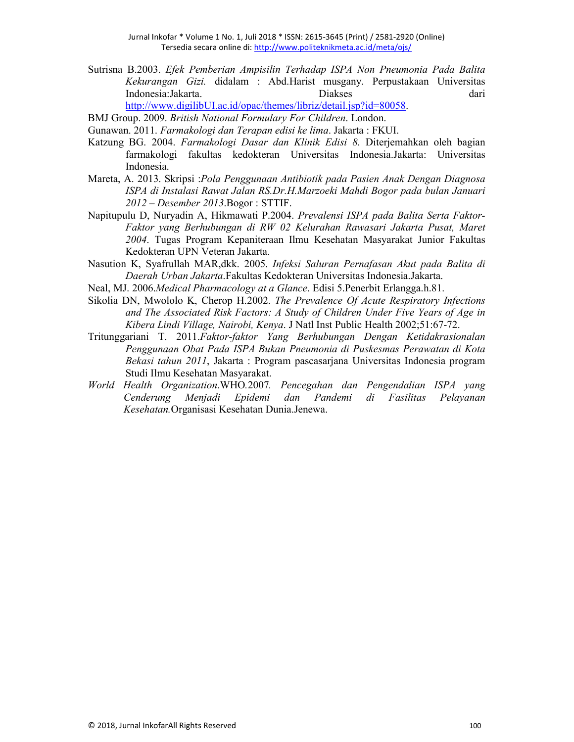Sutrisna B.2003. *Efek Pemberian Ampisilin Terhadap ISPA Non Pneumonia Pada Balita Kekurangan Gizi.* didalam : Abd.Harist musgany. Perpustakaan Universitas Indonesia:Jakarta. Diakses dari http://www.digilibUI.ac.id/opac/themes/libriz/detail.jsp?id=80058.

BMJ Group. 2009. *British National Formulary For Children*. London.

Gunawan. 2011. *Farmakologi dan Terapan edisi ke lima*. Jakarta : FKUI.

Katzung BG. 2004. *Farmakologi Dasar dan Klinik Edisi 8*. Diterjemahkan oleh bagian farmakologi fakultas kedokteran Universitas Indonesia.Jakarta: Universitas Indonesia.

Mareta, A. 2013. Skripsi :*Pola Penggunaan Antibiotik pada Pasien Anak Dengan Diagnosa ISPA di Instalasi Rawat Jalan RS.Dr.H.Marzoeki Mahdi Bogor pada bulan Januari 2012 – Desember 2013*.Bogor : STTIF.

Napitupulu D, Nuryadin A, Hikmawati P.2004. *Prevalensi ISPA pada Balita Serta Faktor-Faktor yang Berhubungan di RW 02 Kelurahan Rawasari Jakarta Pusat, Maret 2004*. Tugas Program Kepaniteraan Ilmu Kesehatan Masyarakat Junior Fakultas Kedokteran UPN Veteran Jakarta.

Nasution K, Syafrullah MAR,dkk. 2005. *Infeksi Saluran Pernafasan Akut pada Balita di Daerah Urban Jakarta*.Fakultas Kedokteran Universitas Indonesia.Jakarta.

Neal, MJ. 2006.*Medical Pharmacology at a Glance*. Edisi 5.Penerbit Erlangga.h.81.

Sikolia DN, Mwololo K, Cherop H.2002. *The Prevalence Of Acute Respiratory Infections and The Associated Risk Factors: A Study of Children Under Five Years of Age in Kibera Lindi Village, Nairobi, Kenya*. J Natl Inst Public Health 2002;51:67-72.

Tritunggariani T. 2011.*Faktor-faktor Yang Berhubungan Dengan Ketidakrasionalan Penggunaan Obat Pada ISPA Bukan Pneumonia di Puskesmas Perawatan di Kota Bekasi tahun 2011*, Jakarta : Program pascasarjana Universitas Indonesia program Studi Ilmu Kesehatan Masyarakat.

*World Health Organization*.WHO.2007*. Pencegahan dan Pengendalian ISPA yang Cenderung Menjadi Epidemi dan Pandemi di Fasilitas Pelayanan Kesehatan.*Organisasi Kesehatan Dunia.Jenewa.